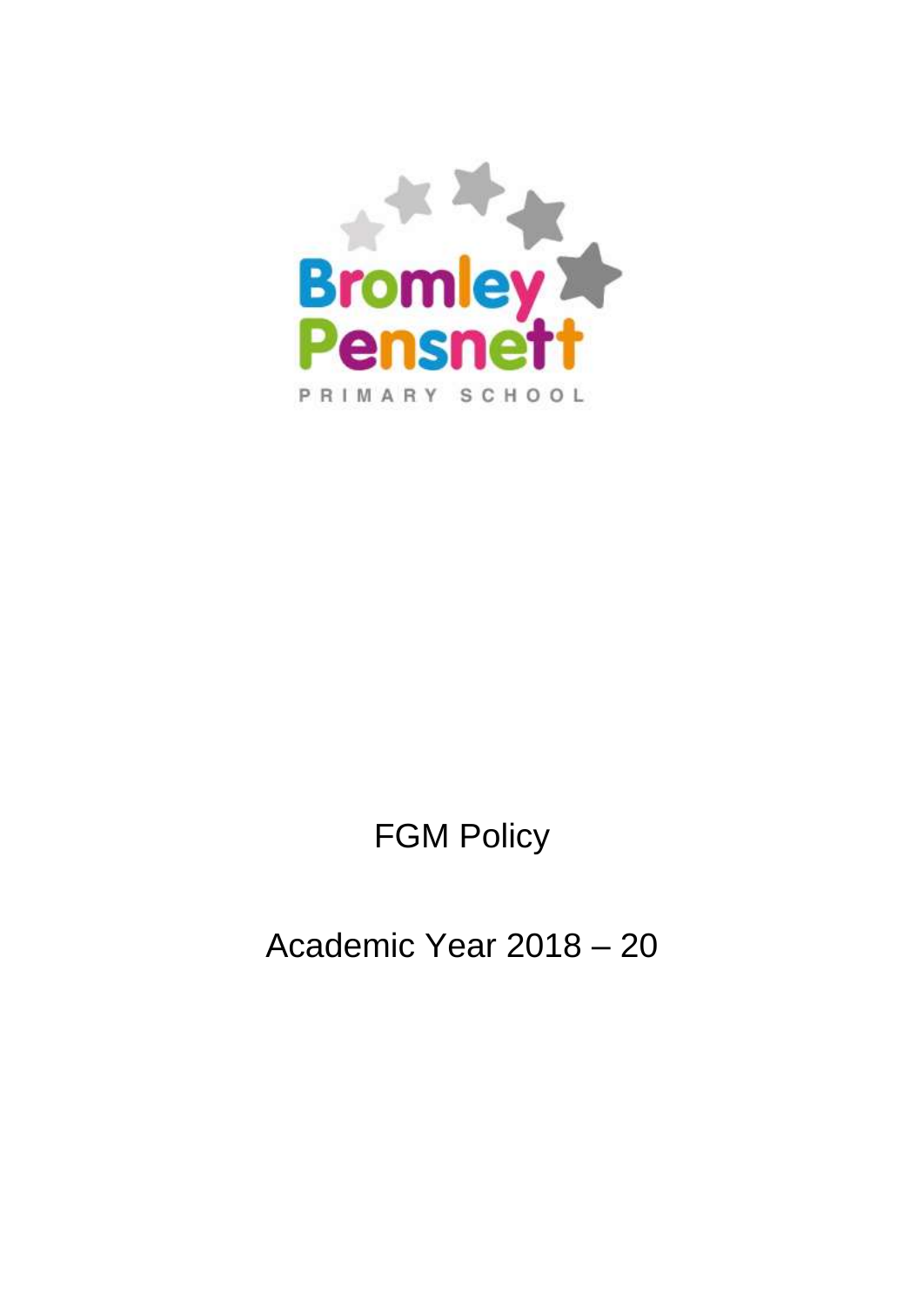Bromley Pensnett

PRIMARY SCHOOL

# FGM Policy

## Academic Year 2018 – 20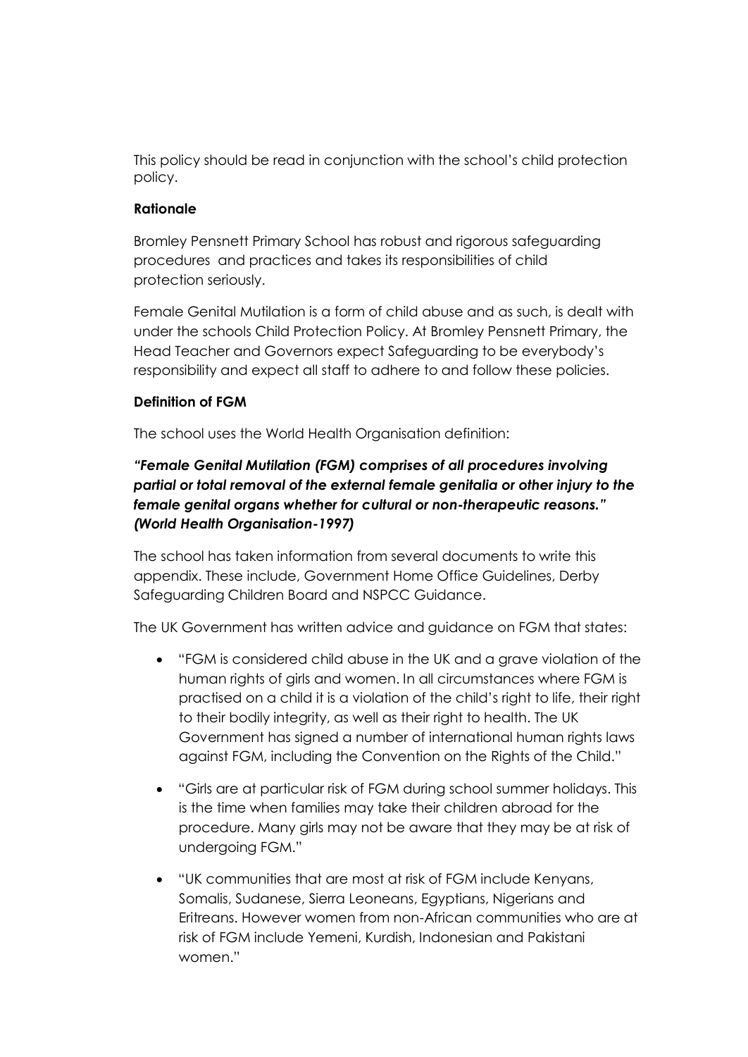This policy should be read in conjunction with the school's child protection policy.

**Rationale**

Bromley Pensnett Primary School has robust and rigorous safeguarding procedures  and practices and takes its responsibilities of child protection seriously.

Female Genital Mutilation is a form of child abuse and as such, is dealt with under the schools Child Protection Policy. At Bromley Pensnett Primary, the Head Teacher and Governors expect Safeguarding to be everybody's responsibility and expect all staff to adhere to and follow these policies.

**Definition of FGM**

The school uses the World Health Organisation definition:

***"Female Genital Mutilation (FGM) comprises of all procedures involving partial or total removal of the external female genitalia or other injury to the female genital organs whether for cultural or non-therapeutic reasons." (World Health Organisation-1997)***

The school has taken information from several documents to write this appendix. These include, Government Home Office Guidelines, Derby Safeguarding Children Board and NSPCC Guidance.

The UK Government has written advice and guidance on FGM that states:

- "FGM is considered child abuse in the UK and a grave violation of the human rights of girls and women. In all circumstances where FGM is practised on a child it is a violation of the child's right to life, their right to their bodily integrity, as well as their right to health. The UK Government has signed a number of international human rights laws against FGM, including the Convention on the Rights of the Child."
- "Girls are at particular risk of FGM during school summer holidays. This is the time when families may take their children abroad for the procedure. Many girls may not be aware that they may be at risk of undergoing FGM."
- "UK communities that are most at risk of FGM include Kenyans, Somalis, Sudanese, Sierra Leoneans, Egyptians, Nigerians and Eritreans. However women from non-African communities who are at risk of FGM include Yemeni, Kurdish, Indonesian and Pakistani women."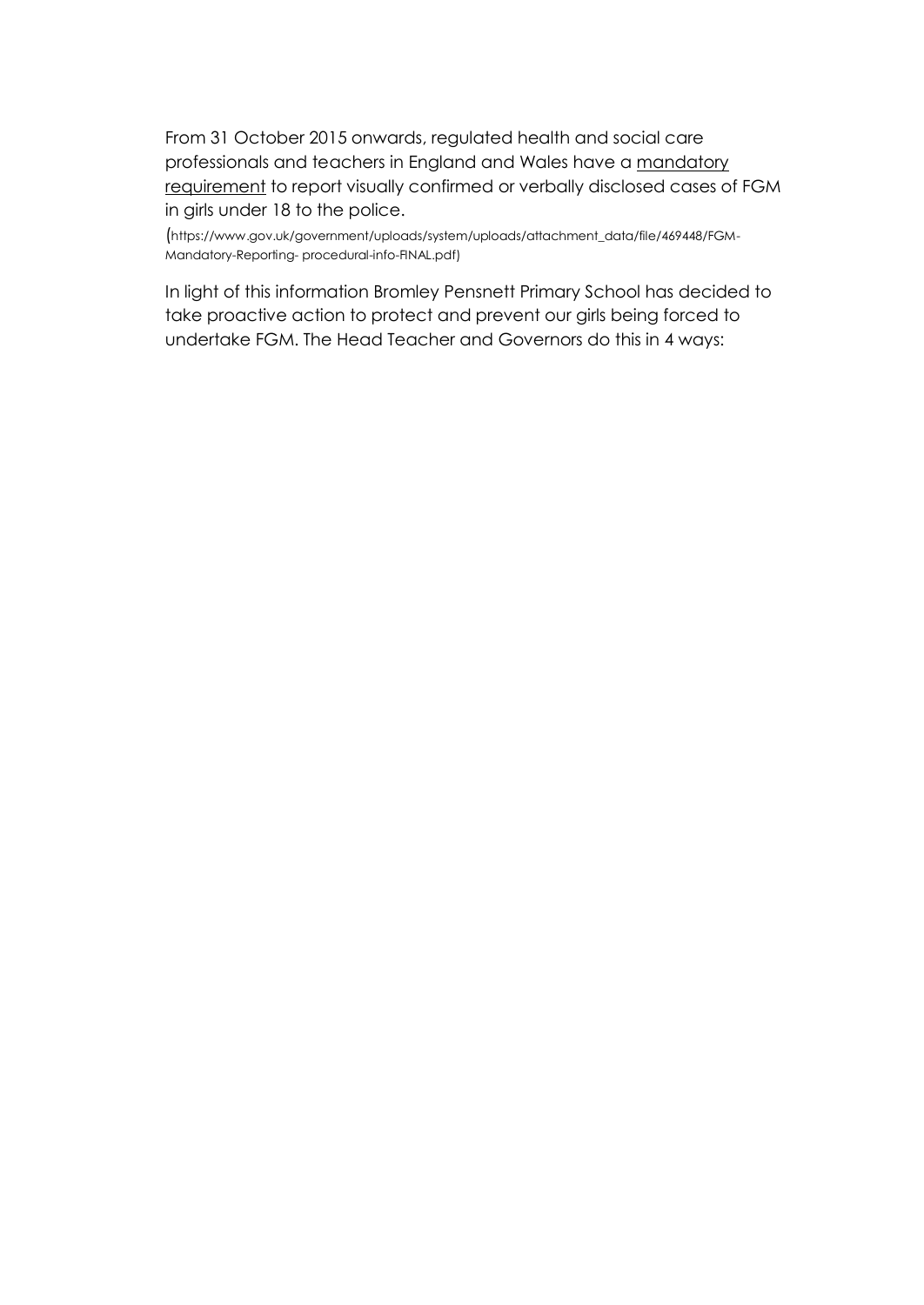From 31 October 2015 onwards, regulated health and social care professionals and teachers in England and Wales have a mandatory requirement to report visually confirmed or verbally disclosed cases of FGM in girls under 18 to the police.

(https://www.gov.uk/government/uploads/system/uploads/attachment_data/file/469448/FGM-Mandatory-Reporting- procedural-info-FINAL.pdf)

In light of this information Bromley Pensnett Primary School has decided to take proactive action to protect and prevent our girls being forced to undertake FGM. The Head Teacher and Governors do this in 4 ways: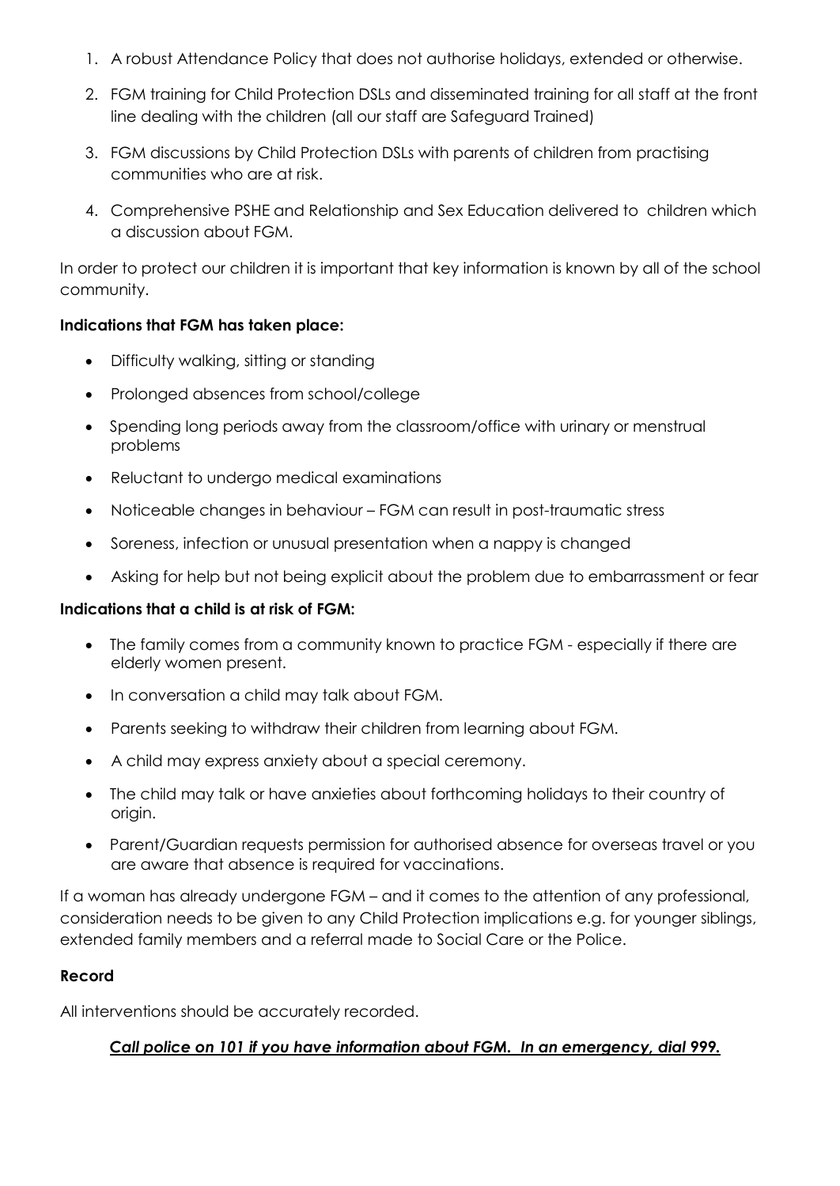1. A robust Attendance Policy that does not authorise holidays, extended or otherwise.
2. FGM training for Child Protection DSLs and disseminated training for all staff at the front line dealing with the children (all our staff are Safeguard Trained)
3. FGM discussions by Child Protection DSLs with parents of children from practising communities who are at risk.
4. Comprehensive PSHE and Relationship and Sex Education delivered to children which a discussion about FGM.

In order to protect our children it is important that key information is known by all of the school community.

**Indications that FGM has taken place:**

- Difficulty walking, sitting or standing
- Prolonged absences from school/college
- Spending long periods away from the classroom/office with urinary or menstrual problems
- Reluctant to undergo medical examinations
- Noticeable changes in behaviour – FGM can result in post-traumatic stress
- Soreness, infection or unusual presentation when a nappy is changed
- Asking for help but not being explicit about the problem due to embarrassment or fear

**Indications that a child is at risk of FGM:**

- The family comes from a community known to practice FGM - especially if there are elderly women present.
- In conversation a child may talk about FGM.
- Parents seeking to withdraw their children from learning about FGM.
- A child may express anxiety about a special ceremony.
- The child may talk or have anxieties about forthcoming holidays to their country of origin.
- Parent/Guardian requests permission for authorised absence for overseas travel or you are aware that absence is required for vaccinations.

If a woman has already undergone FGM – and it comes to the attention of any professional, consideration needs to be given to any Child Protection implications e.g. for younger siblings, extended family members and a referral made to Social Care or the Police.

**Record**

All interventions should be accurately recorded.

***Call police on 101 if you have information about FGM. In an emergency, dial 999.***